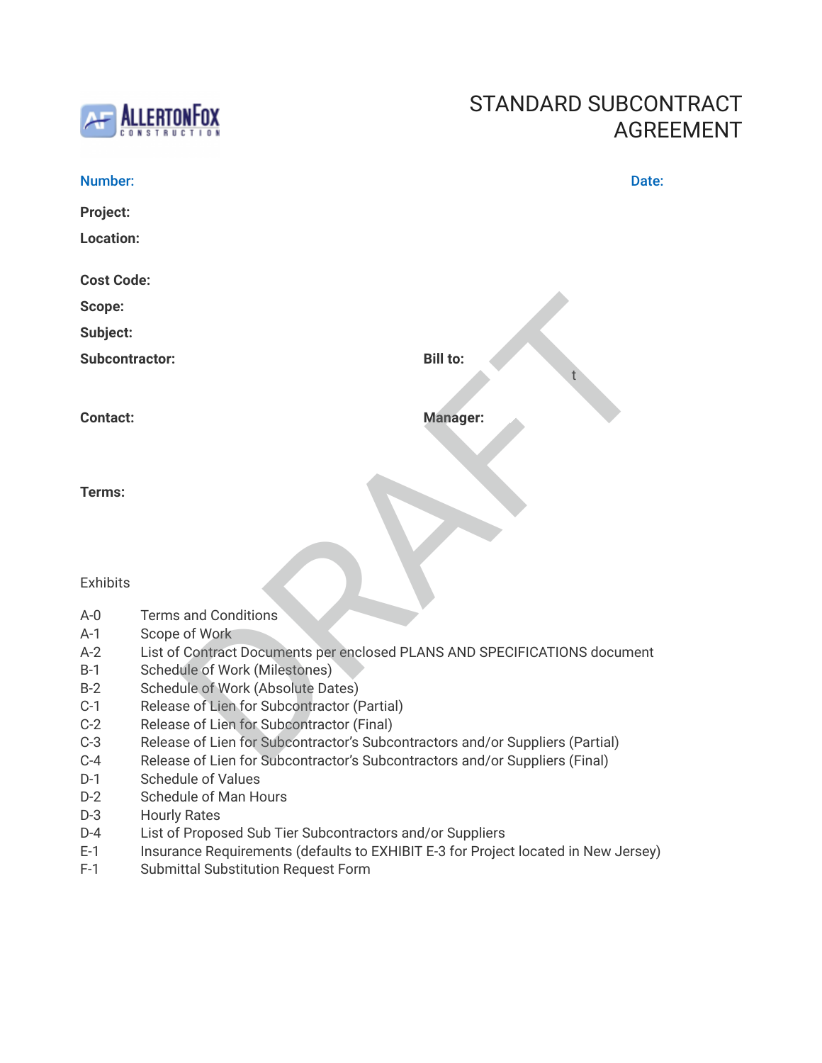AllertonFox Construction

# STANDARD SUBCONTRACT AGREEMENT

**Number:** **Date:**

**Project:**

**Location:**

**Cost Code:**

**Scope:**

**Subject:**

**Subcontractor:** **Bill to:**

t

**Contact:** **Manager:**

**Terms:**

DRAFT

Exhibits

| | |
|---|---|
| A-0 | Terms and Conditions |
| A-1 | Scope of Work |
| A-2 | List of Contract Documents per enclosed PLANS AND SPECIFICATIONS document |
| B-1 | Schedule of Work (Milestones) |
| B-2 | Schedule of Work (Absolute Dates) |
| C-1 | Release of Lien for Subcontractor (Partial) |
| C-2 | Release of Lien for Subcontractor (Final) |
| C-3 | Release of Lien for Subcontractor's Subcontractors and/or Suppliers (Partial) |
| C-4 | Release of Lien for Subcontractor's Subcontractors and/or Suppliers (Final) |
| D-1 | Schedule of Values |
| D-2 | Schedule of Man Hours |
| D-3 | Hourly Rates |
| D-4 | List of Proposed Sub Tier Subcontractors and/or Suppliers |
| E-1 | Insurance Requirements (defaults to EXHIBIT E-3 for Project located in New Jersey) |
| F-1 | Submittal Substitution Request Form |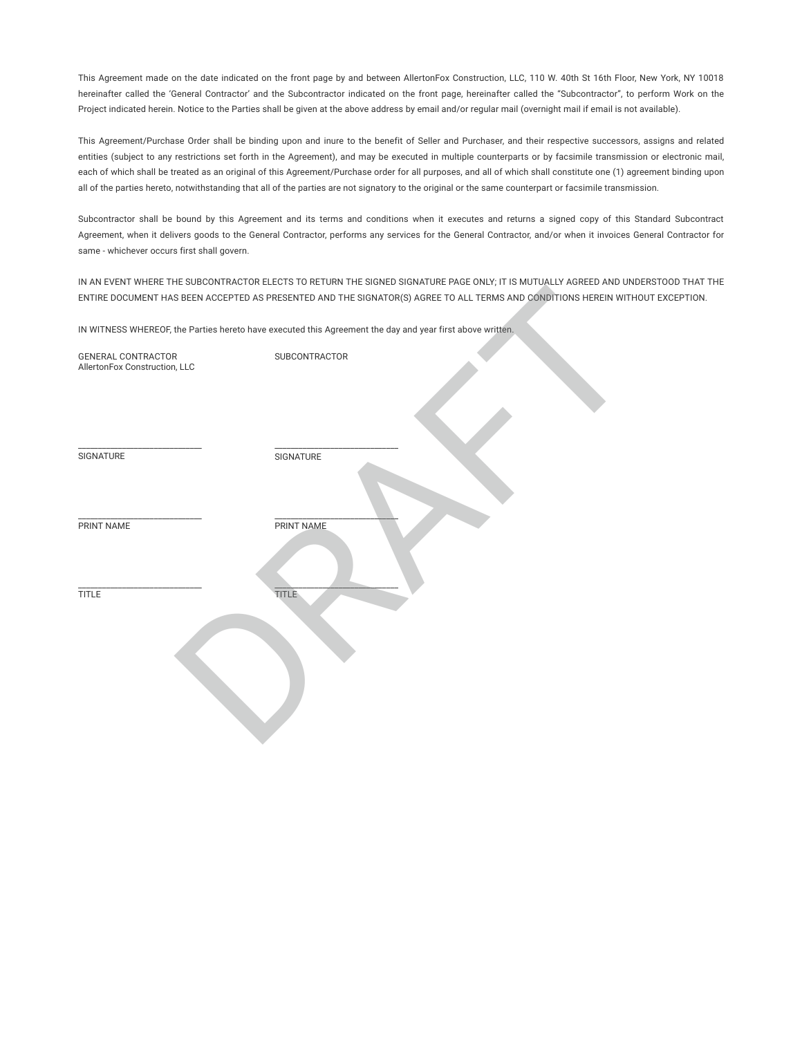This Agreement made on the date indicated on the front page by and between AllertonFox Construction, LLC, 110 W. 40th St 16th Floor, New York, NY 10018 hereinafter called the 'General Contractor' and the Subcontractor indicated on the front page, hereinafter called the "Subcontractor", to perform Work on the Project indicated herein. Notice to the Parties shall be given at the above address by email and/or regular mail (overnight mail if email is not available).

This Agreement/Purchase Order shall be binding upon and inure to the benefit of Seller and Purchaser, and their respective successors, assigns and related entities (subject to any restrictions set forth in the Agreement), and may be executed in multiple counterparts or by facsimile transmission or electronic mail, each of which shall be treated as an original of this Agreement/Purchase order for all purposes, and all of which shall constitute one (1) agreement binding upon all of the parties hereto, notwithstanding that all of the parties are not signatory to the original or the same counterpart or facsimile transmission.

Subcontractor shall be bound by this Agreement and its terms and conditions when it executes and returns a signed copy of this Standard Subcontract Agreement, when it delivers goods to the General Contractor, performs any services for the General Contractor, and/or when it invoices General Contractor for same - whichever occurs first shall govern.

IN AN EVENT WHERE THE SUBCONTRACTOR ELECTS TO RETURN THE SIGNED SIGNATURE PAGE ONLY; IT IS MUTUALLY AGREED AND UNDERSTOOD THAT THE ENTIRE DOCUMENT HAS BEEN ACCEPTED AS PRESENTED AND THE SIGNATOR(S) AGREE TO ALL TERMS AND CONDITIONS HEREIN WITHOUT EXCEPTION.

IN WITNESS WHEREOF, the Parties hereto have executed this Agreement the day and year first above written.

| GENERAL CONTRACTOR<br>AllertonFox Construction, LLC | SUBCONTRACTOR |
|---|---|
| ____________________<br>SIGNATURE | ____________________<br>SIGNATURE |
| ____________________<br>PRINT NAME | ____________________<br>PRINT NAME |
| ____________________<br>TITLE | ____________________<br>TITLE |

DRAFT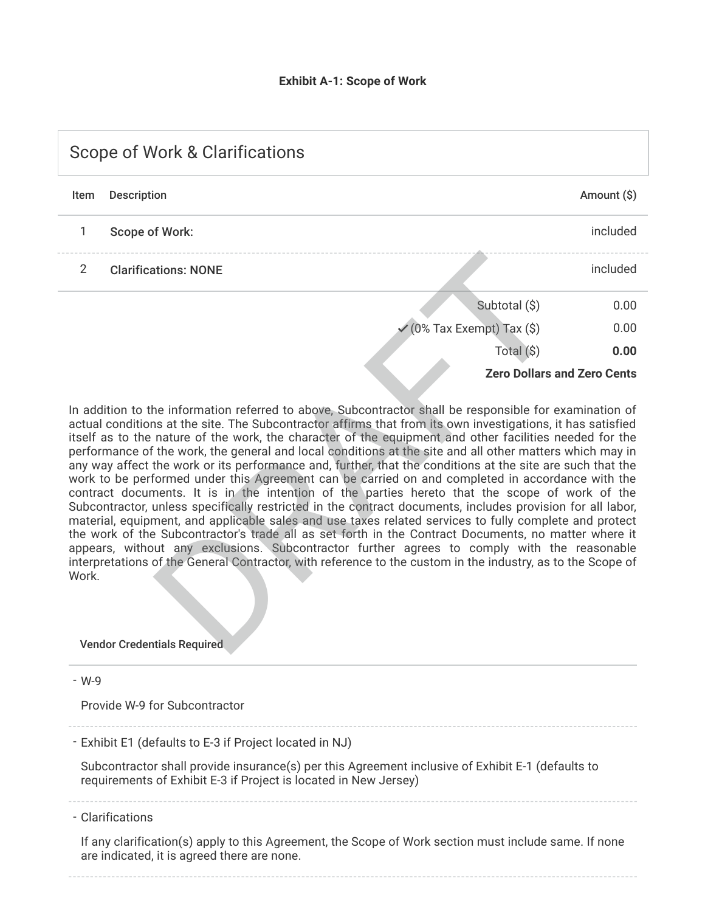**Exhibit A-1: Scope of Work**

## Scope of Work & Clarifications

| Item | Description | Amount ($) |
|---|---|---|
| 1 | **Scope of Work:** | included |
| 2 | **Clarifications: NONE** | included |
| | Subtotal ($) | 0.00 |
| | ✓ (0% Tax Exempt) Tax ($) | 0.00 |
| | Total ($) | **0.00** |
| | | **Zero Dollars and Zero Cents** |

In addition to the information referred to above, Subcontractor shall be responsible for examination of actual conditions at the site. The Subcontractor affirms that from its own investigations, it has satisfied itself as to the nature of the work, the character of the equipment and other facilities needed for the performance of the work, the general and local conditions at the site and all other matters which may in any way affect the work or its performance and, further, that the conditions at the site are such that the work to be performed under this Agreement can be carried on and completed in accordance with the contract documents. It is in the intention of the parties hereto that the scope of work of the Subcontractor, unless specifically restricted in the contract documents, includes provision for all labor, material, equipment, and applicable sales and use taxes related services to fully complete and protect the work of the Subcontractor's trade all as set forth in the Contract Documents, no matter where it appears, without any exclusions. Subcontractor further agrees to comply with the reasonable interpretations of the General Contractor, with reference to the custom in the industry, as to the Scope of Work.

### Vendor Credentials Required

- W-9

  Provide W-9 for Subcontractor

- Exhibit E1 (defaults to E-3 if Project located in NJ)

  Subcontractor shall provide insurance(s) per this Agreement inclusive of Exhibit E-1 (defaults to requirements of Exhibit E-3 if Project is located in New Jersey)

- Clarifications

  If any clarification(s) apply to this Agreement, the Scope of Work section must include same. If none are indicated, it is agreed there are none.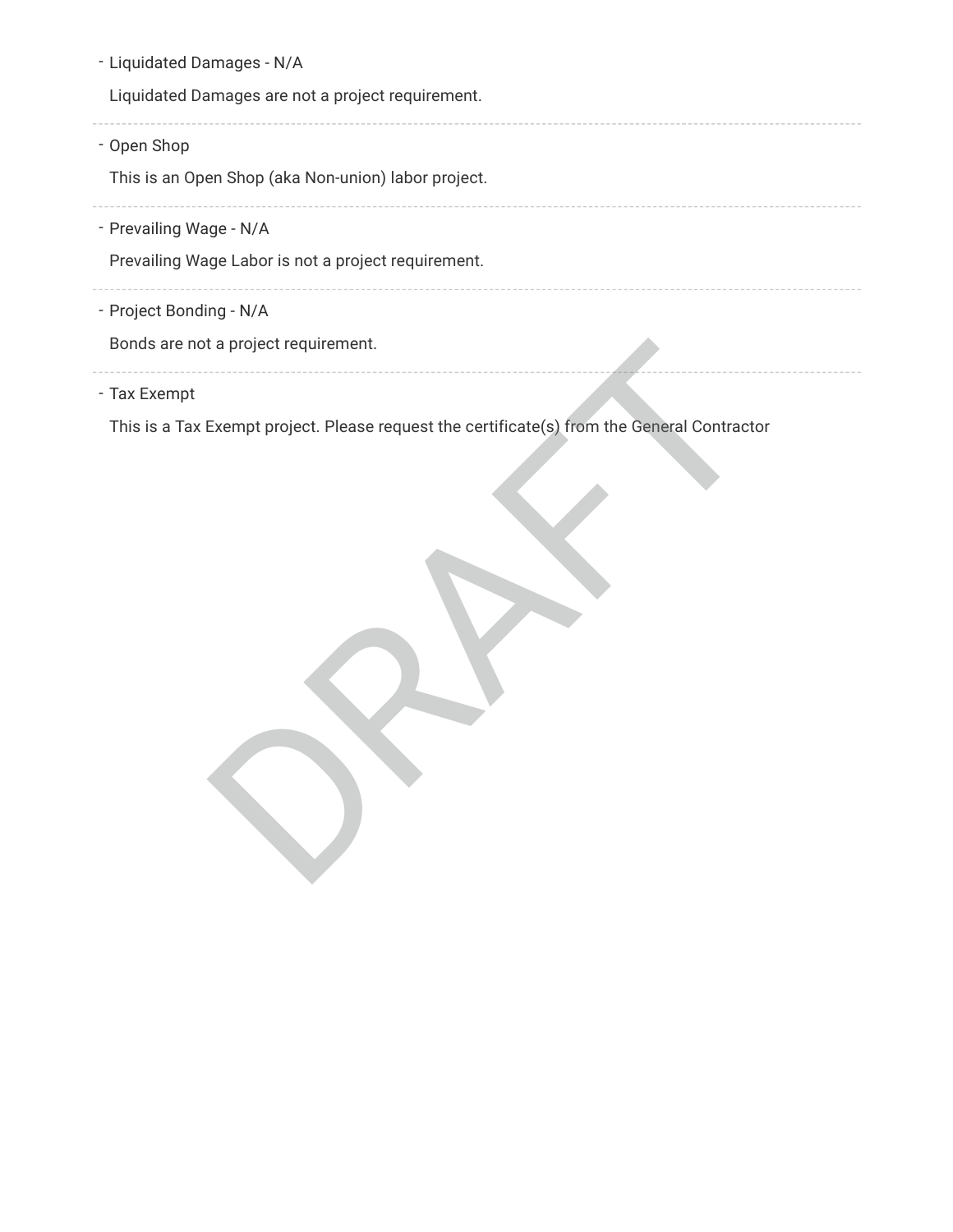- Liquidated Damages - N/A

  Liquidated Damages are not a project requirement.

---

- Open Shop

  This is an Open Shop (aka Non-union) labor project.

---

- Prevailing Wage - N/A

  Prevailing Wage Labor is not a project requirement.

---

- Project Bonding - N/A

  Bonds are not a project requirement.

---

- Tax Exempt

  This is a Tax Exempt project. Please request the certificate(s) from the General Contractor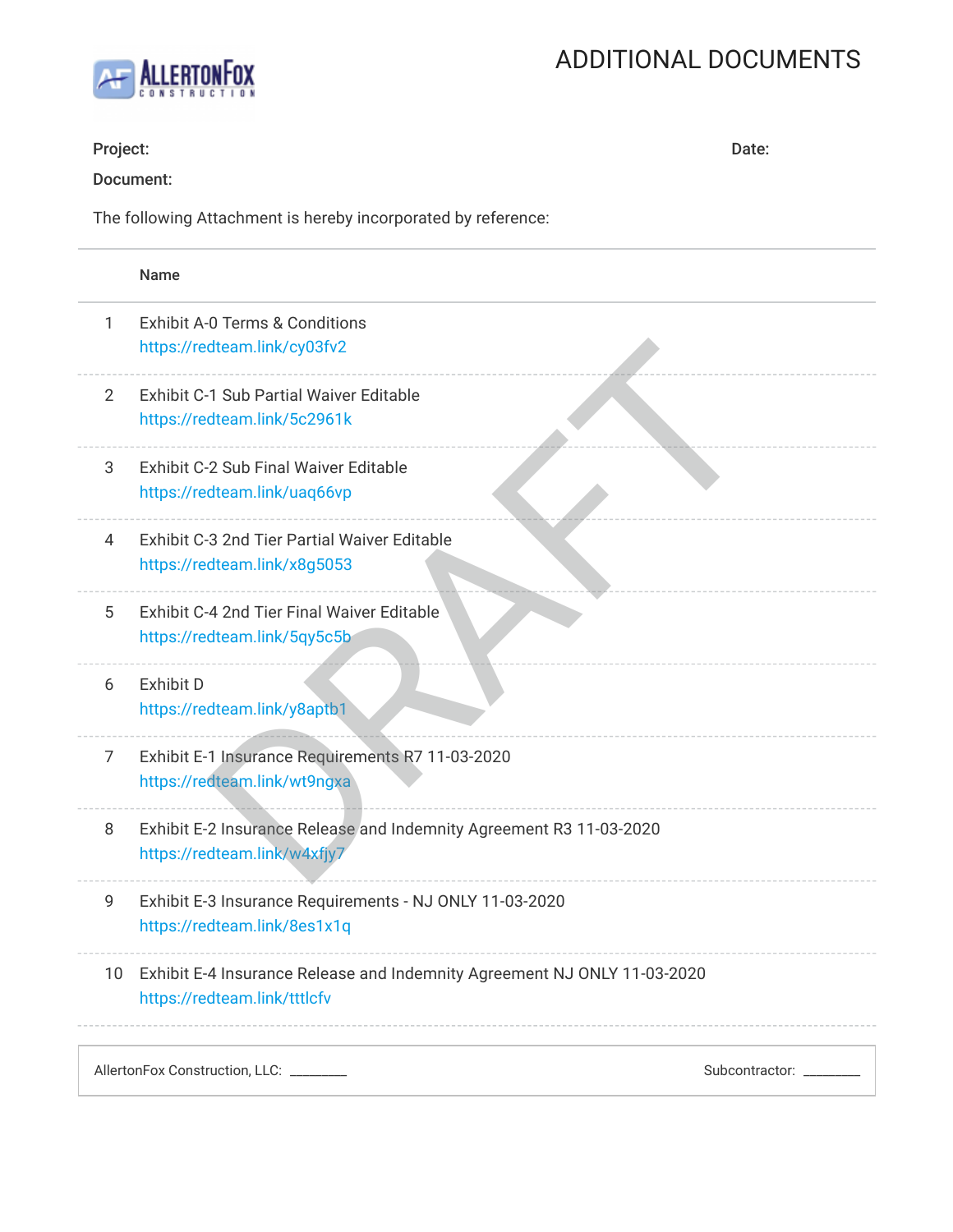ALLERTONFOX CONSTRUCTION

# ADDITIONAL DOCUMENTS

**Project:**

**Date:**

**Document:**

The following Attachment is hereby incorporated by reference:

| | Name |
|---|---|
| 1 | Exhibit A-0 Terms & Conditions<br>https://redteam.link/cy03fv2 |
| 2 | Exhibit C-1 Sub Partial Waiver Editable<br>https://redteam.link/5c2961k |
| 3 | Exhibit C-2 Sub Final Waiver Editable<br>https://redteam.link/uaq66vp |
| 4 | Exhibit C-3 2nd Tier Partial Waiver Editable<br>https://redteam.link/x8g5053 |
| 5 | Exhibit C-4 2nd Tier Final Waiver Editable<br>https://redteam.link/5qy5c5b |
| 6 | Exhibit D<br>https://redteam.link/y8aptb1 |
| 7 | Exhibit E-1 Insurance Requirements R7 11-03-2020<br>https://redteam.link/wt9ngxa |
| 8 | Exhibit E-2 Insurance Release and Indemnity Agreement R3 11-03-2020<br>https://redteam.link/w4xfjy7 |
| 9 | Exhibit E-3 Insurance Requirements - NJ ONLY 11-03-2020<br>https://redteam.link/8es1x1q |
| 10 | Exhibit E-4 Insurance Release and Indemnity Agreement NJ ONLY 11-03-2020<br>https://redteam.link/tttlcfv |

AllertonFox Construction, LLC: ________ Subcontractor: ________

DRAFT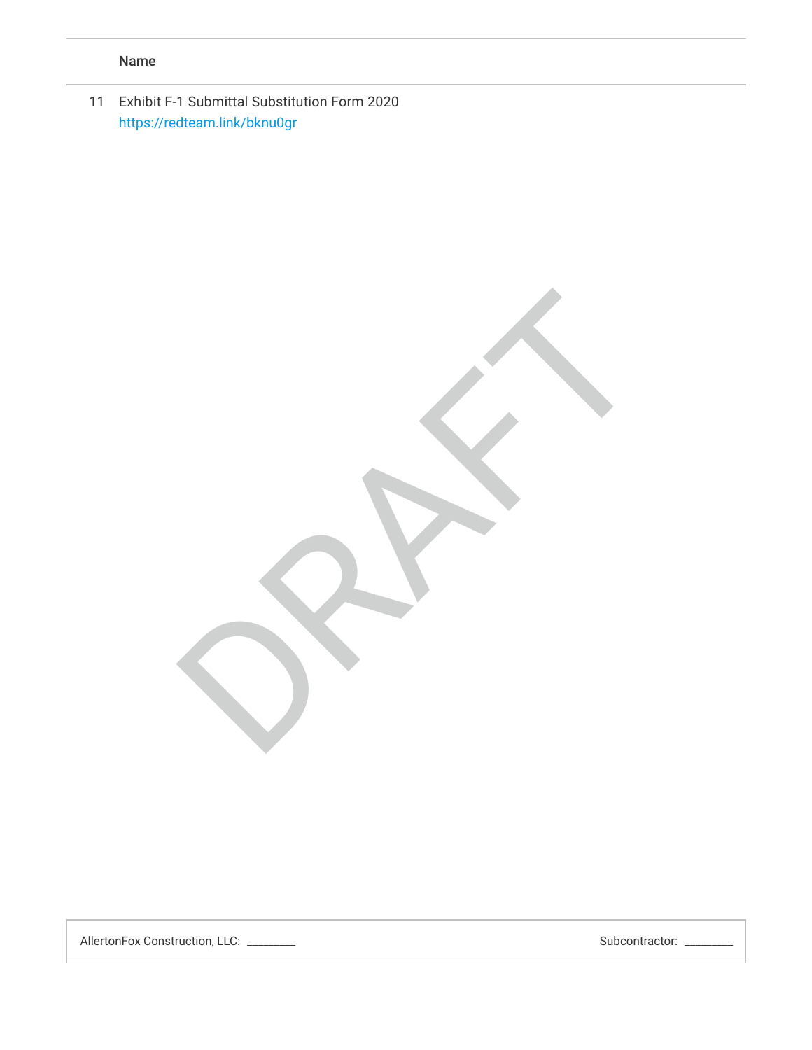| | Name |
|---|---|
| 11 | Exhibit F-1 Submittal Substitution Form 2020<br>https://redteam.link/bknu0gr |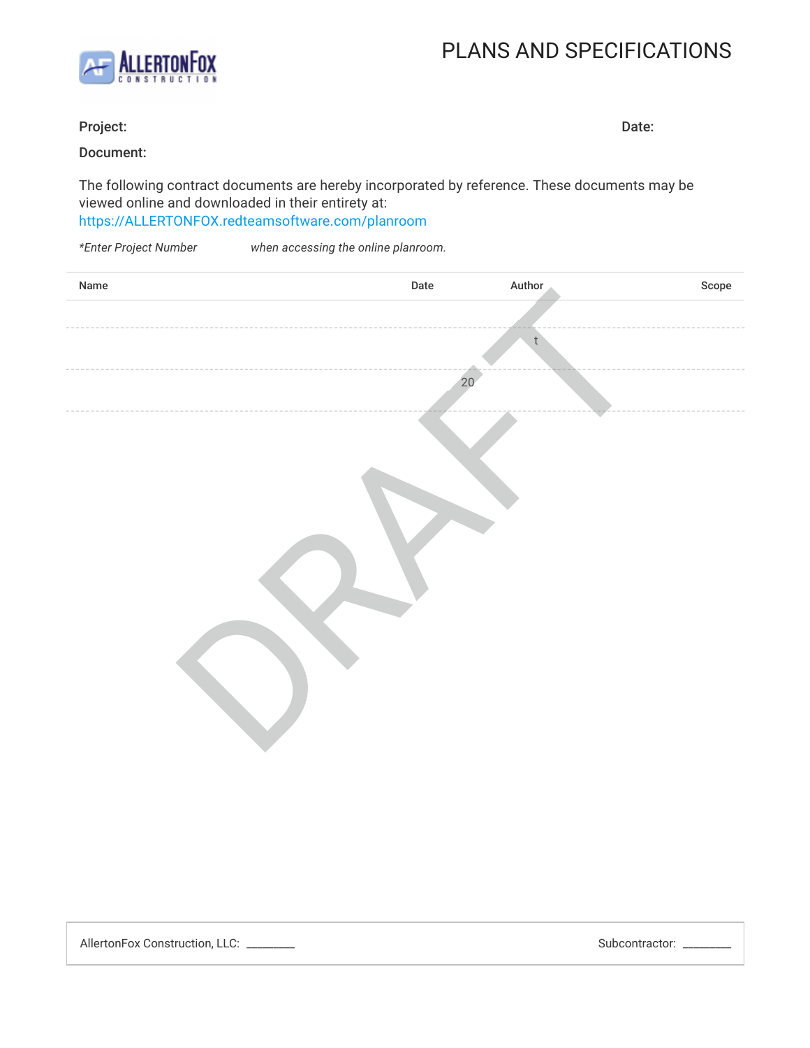# PLANS AND SPECIFICATIONS

**Project:** **Date:**

**Document:**

The following contract documents are hereby incorporated by reference. These documents may be viewed online and downloaded in their entirety at:
https://ALLERTONFOX.redteamsoftware.com/planroom

*\*Enter Project Number when accessing the online planroom.*

| Name | Date | Author | Scope |
|---|---|---|---|
| | | | |
| | | t | |
| | 20 | | |

DRAFT

AllertonFox Construction, LLC: ________ Subcontractor: ________